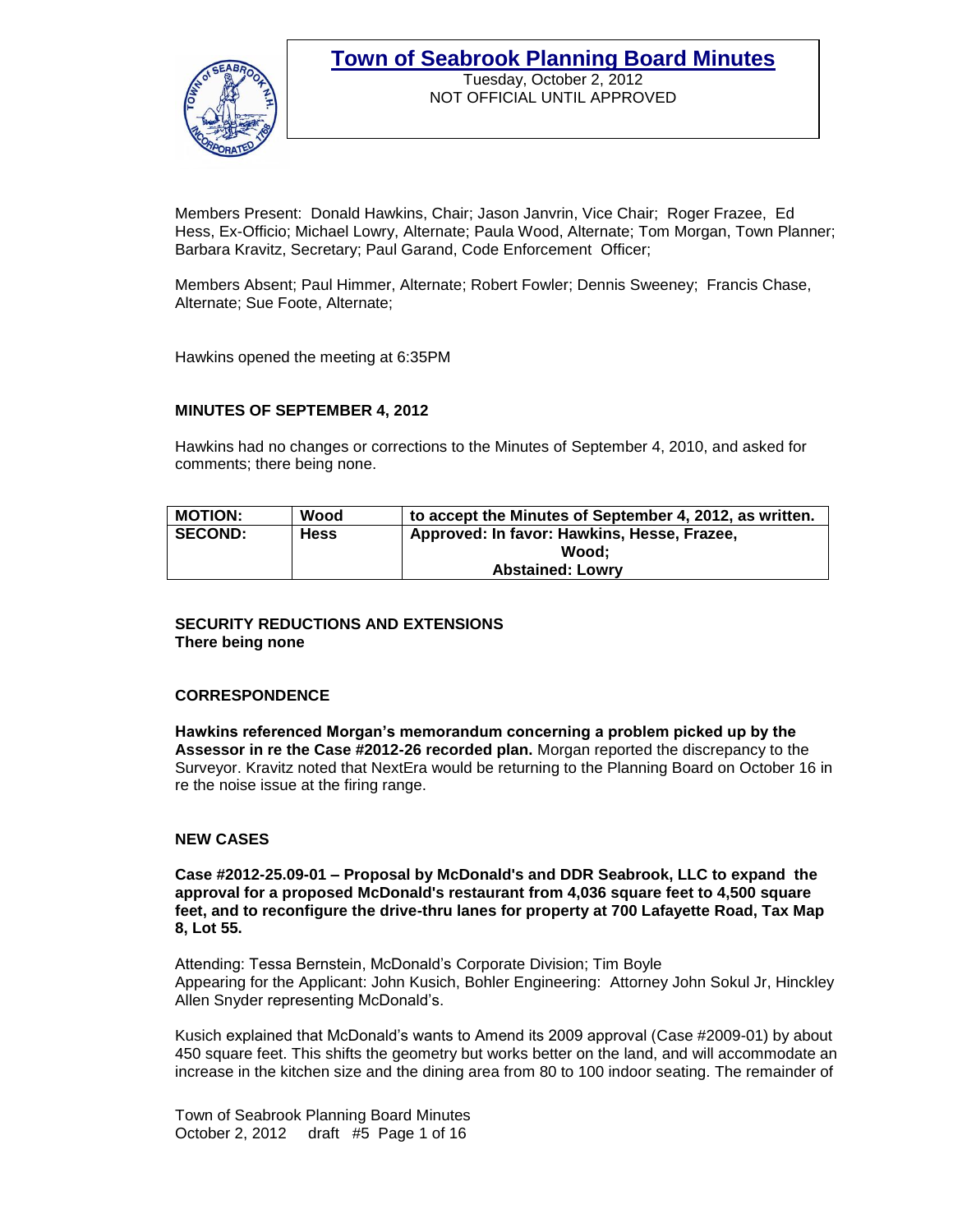# Town of Seabrook Planning Board Minutes

Tuesday, October 2, 2012
NOT OFFICIAL UNTIL APPROVED

Members Present: Donald Hawkins, Chair; Jason Janvrin, Vice Chair; Roger Frazee, Ed Hess, Ex-Officio; Michael Lowry, Alternate; Paula Wood, Alternate; Tom Morgan, Town Planner; Barbara Kravitz, Secretary; Paul Garand, Code Enforcement Officer;

Members Absent; Paul Himmer, Alternate; Robert Fowler; Dennis Sweeney; Francis Chase, Alternate; Sue Foote, Alternate;

Hawkins opened the meeting at 6:35PM

**MINUTES OF SEPTEMBER 4, 2012**

Hawkins had no changes or corrections to the Minutes of September 4, 2010, and asked for comments; there being none.

| **MOTION:** | **Wood** | **to accept the Minutes of September 4, 2012, as written.** |
|---|---|---|
| **SECOND:** | **Hess** | **Approved: In favor: Hawkins, Hesse, Frazee, Wood; Abstained: Lowry** |

**SECURITY REDUCTIONS AND EXTENSIONS**
**There being none**

**CORRESPONDENCE**

**Hawkins referenced Morgan's memorandum concerning a problem picked up by the Assessor in re the Case #2012-26 recorded plan.** Morgan reported the discrepancy to the Surveyor. Kravitz noted that NextEra would be returning to the Planning Board on October 16 in re the noise issue at the firing range.

**NEW CASES**

**Case #2012-25.09-01 – Proposal by McDonald's and DDR Seabrook, LLC to expand the approval for a proposed McDonald's restaurant from 4,036 square feet to 4,500 square feet, and to reconfigure the drive-thru lanes for property at 700 Lafayette Road, Tax Map 8, Lot 55.**

Attending: Tessa Bernstein, McDonald's Corporate Division; Tim Boyle
Appearing for the Applicant: John Kusich, Bohler Engineering: Attorney John Sokul Jr, Hinckley Allen Snyder representing McDonald's.

Kusich explained that McDonald's wants to Amend its 2009 approval (Case #2009-01) by about 450 square feet. This shifts the geometry but works better on the land, and will accommodate an increase in the kitchen size and the dining area from 80 to 100 indoor seating. The remainder of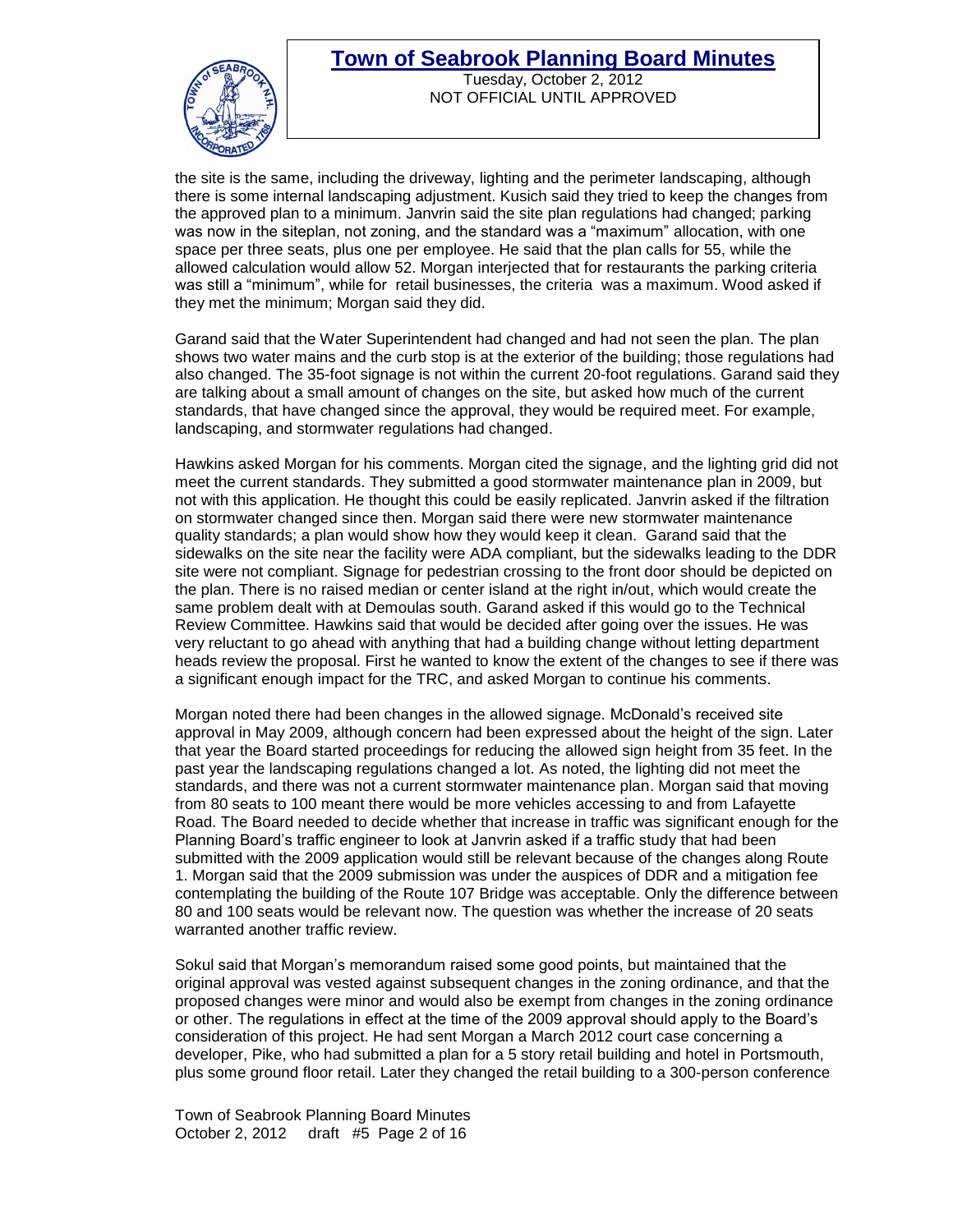the site is the same, including the driveway, lighting and the perimeter landscaping, although there is some internal landscaping adjustment. Kusich said they tried to keep the changes from the approved plan to a minimum. Janvrin said the site plan regulations had changed; parking was now in the siteplan, not zoning, and the standard was a "maximum" allocation, with one space per three seats, plus one per employee. He said that the plan calls for 55, while the allowed calculation would allow 52. Morgan interjected that for restaurants the parking criteria was still a "minimum", while for retail businesses, the criteria was a maximum. Wood asked if they met the minimum; Morgan said they did.

Garand said that the Water Superintendent had changed and had not seen the plan. The plan shows two water mains and the curb stop is at the exterior of the building; those regulations had also changed. The 35-foot signage is not within the current 20-foot regulations. Garand said they are talking about a small amount of changes on the site, but asked how much of the current standards, that have changed since the approval, they would be required meet. For example, landscaping, and stormwater regulations had changed.

Hawkins asked Morgan for his comments. Morgan cited the signage, and the lighting grid did not meet the current standards. They submitted a good stormwater maintenance plan in 2009, but not with this application. He thought this could be easily replicated. Janvrin asked if the filtration on stormwater changed since then. Morgan said there were new stormwater maintenance quality standards; a plan would show how they would keep it clean. Garand said that the sidewalks on the site near the facility were ADA compliant, but the sidewalks leading to the DDR site were not compliant. Signage for pedestrian crossing to the front door should be depicted on the plan. There is no raised median or center island at the right in/out, which would create the same problem dealt with at Demoulas south. Garand asked if this would go to the Technical Review Committee. Hawkins said that would be decided after going over the issues. He was very reluctant to go ahead with anything that had a building change without letting department heads review the proposal. First he wanted to know the extent of the changes to see if there was a significant enough impact for the TRC, and asked Morgan to continue his comments.

Morgan noted there had been changes in the allowed signage. McDonald's received site approval in May 2009, although concern had been expressed about the height of the sign. Later that year the Board started proceedings for reducing the allowed sign height from 35 feet. In the past year the landscaping regulations changed a lot. As noted, the lighting did not meet the standards, and there was not a current stormwater maintenance plan. Morgan said that moving from 80 seats to 100 meant there would be more vehicles accessing to and from Lafayette Road. The Board needed to decide whether that increase in traffic was significant enough for the Planning Board's traffic engineer to look at Janvrin asked if a traffic study that had been submitted with the 2009 application would still be relevant because of the changes along Route 1. Morgan said that the 2009 submission was under the auspices of DDR and a mitigation fee contemplating the building of the Route 107 Bridge was acceptable. Only the difference between 80 and 100 seats would be relevant now. The question was whether the increase of 20 seats warranted another traffic review.

Sokul said that Morgan's memorandum raised some good points, but maintained that the original approval was vested against subsequent changes in the zoning ordinance, and that the proposed changes were minor and would also be exempt from changes in the zoning ordinance or other. The regulations in effect at the time of the 2009 approval should apply to the Board's consideration of this project. He had sent Morgan a March 2012 court case concerning a developer, Pike, who had submitted a plan for a 5 story retail building and hotel in Portsmouth, plus some ground floor retail. Later they changed the retail building to a 300-person conference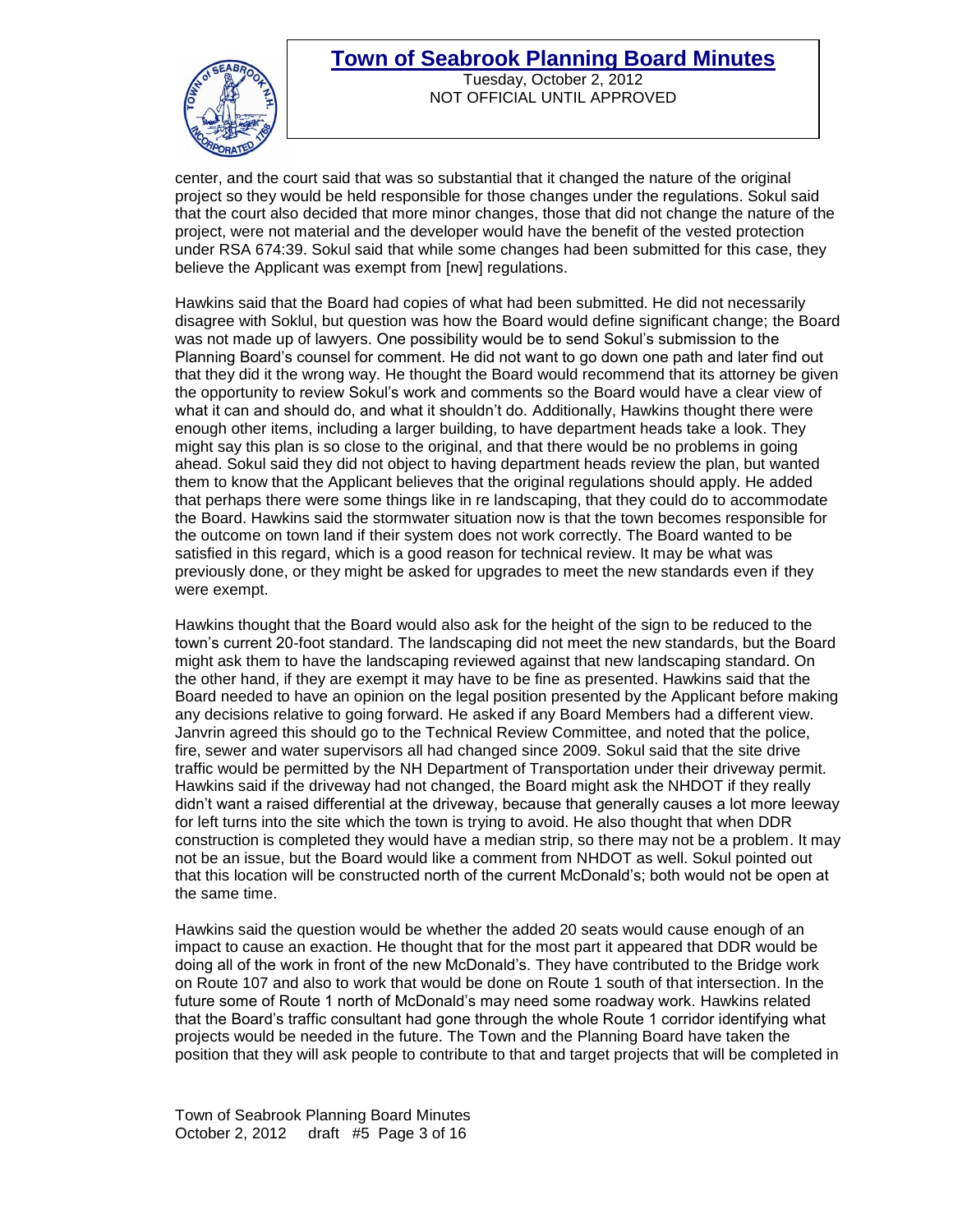center, and the court said that was so substantial that it changed the nature of the original project so they would be held responsible for those changes under the regulations. Sokul said that the court also decided that more minor changes, those that did not change the nature of the project, were not material and the developer would have the benefit of the vested protection under RSA 674:39. Sokul said that while some changes had been submitted for this case, they believe the Applicant was exempt from [new] regulations.

Hawkins said that the Board had copies of what had been submitted. He did not necessarily disagree with Soklul, but question was how the Board would define significant change; the Board was not made up of lawyers. One possibility would be to send Sokul's submission to the Planning Board's counsel for comment. He did not want to go down one path and later find out that they did it the wrong way. He thought the Board would recommend that its attorney be given the opportunity to review Sokul's work and comments so the Board would have a clear view of what it can and should do, and what it shouldn't do. Additionally, Hawkins thought there were enough other items, including a larger building, to have department heads take a look. They might say this plan is so close to the original, and that there would be no problems in going ahead. Sokul said they did not object to having department heads review the plan, but wanted them to know that the Applicant believes that the original regulations should apply. He added that perhaps there were some things like in re landscaping, that they could do to accommodate the Board. Hawkins said the stormwater situation now is that the town becomes responsible for the outcome on town land if their system does not work correctly. The Board wanted to be satisfied in this regard, which is a good reason for technical review. It may be what was previously done, or they might be asked for upgrades to meet the new standards even if they were exempt.

Hawkins thought that the Board would also ask for the height of the sign to be reduced to the town's current 20-foot standard. The landscaping did not meet the new standards, but the Board might ask them to have the landscaping reviewed against that new landscaping standard. On the other hand, if they are exempt it may have to be fine as presented. Hawkins said that the Board needed to have an opinion on the legal position presented by the Applicant before making any decisions relative to going forward. He asked if any Board Members had a different view. Janvrin agreed this should go to the Technical Review Committee, and noted that the police, fire, sewer and water supervisors all had changed since 2009. Sokul said that the site drive traffic would be permitted by the NH Department of Transportation under their driveway permit. Hawkins said if the driveway had not changed, the Board might ask the NHDOT if they really didn't want a raised differential at the driveway, because that generally causes a lot more leeway for left turns into the site which the town is trying to avoid. He also thought that when DDR construction is completed they would have a median strip, so there may not be a problem. It may not be an issue, but the Board would like a comment from NHDOT as well. Sokul pointed out that this location will be constructed north of the current McDonald's; both would not be open at the same time.

Hawkins said the question would be whether the added 20 seats would cause enough of an impact to cause an exaction. He thought that for the most part it appeared that DDR would be doing all of the work in front of the new McDonald's. They have contributed to the Bridge work on Route 107 and also to work that would be done on Route 1 south of that intersection. In the future some of Route 1 north of McDonald's may need some roadway work. Hawkins related that the Board's traffic consultant had gone through the whole Route 1 corridor identifying what projects would be needed in the future. The Town and the Planning Board have taken the position that they will ask people to contribute to that and target projects that will be completed in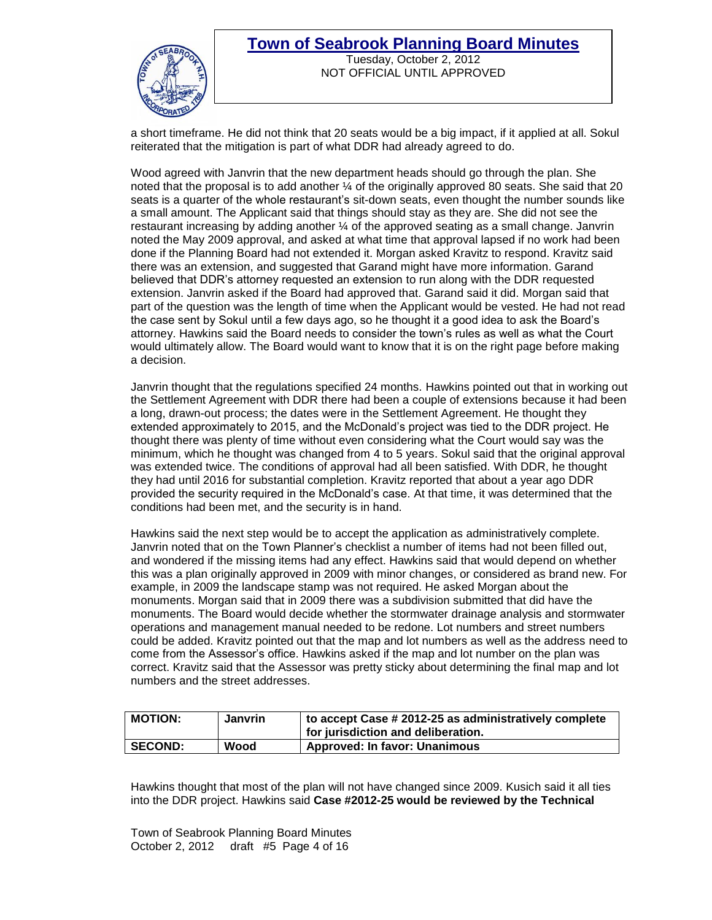a short timeframe. He did not think that 20 seats would be a big impact, if it applied at all. Sokul reiterated that the mitigation is part of what DDR had already agreed to do.

Wood agreed with Janvrin that the new department heads should go through the plan. She noted that the proposal is to add another ¼ of the originally approved 80 seats. She said that 20 seats is a quarter of the whole restaurant's sit-down seats, even thought the number sounds like a small amount. The Applicant said that things should stay as they are. She did not see the restaurant increasing by adding another ¼ of the approved seating as a small change. Janvrin noted the May 2009 approval, and asked at what time that approval lapsed if no work had been done if the Planning Board had not extended it. Morgan asked Kravitz to respond. Kravitz said there was an extension, and suggested that Garand might have more information. Garand believed that DDR's attorney requested an extension to run along with the DDR requested extension. Janvrin asked if the Board had approved that. Garand said it did. Morgan said that part of the question was the length of time when the Applicant would be vested. He had not read the case sent by Sokul until a few days ago, so he thought it a good idea to ask the Board's attorney. Hawkins said the Board needs to consider the town's rules as well as what the Court would ultimately allow. The Board would want to know that it is on the right page before making a decision.

Janvrin thought that the regulations specified 24 months. Hawkins pointed out that in working out the Settlement Agreement with DDR there had been a couple of extensions because it had been a long, drawn-out process; the dates were in the Settlement Agreement. He thought they extended approximately to 2015, and the McDonald's project was tied to the DDR project. He thought there was plenty of time without even considering what the Court would say was the minimum, which he thought was changed from 4 to 5 years. Sokul said that the original approval was extended twice. The conditions of approval had all been satisfied. With DDR, he thought they had until 2016 for substantial completion. Kravitz reported that about a year ago DDR provided the security required in the McDonald's case. At that time, it was determined that the conditions had been met, and the security is in hand.

Hawkins said the next step would be to accept the application as administratively complete. Janvrin noted that on the Town Planner's checklist a number of items had not been filled out, and wondered if the missing items had any effect. Hawkins said that would depend on whether this was a plan originally approved in 2009 with minor changes, or considered as brand new. For example, in 2009 the landscape stamp was not required. He asked Morgan about the monuments. Morgan said that in 2009 there was a subdivision submitted that did have the monuments. The Board would decide whether the stormwater drainage analysis and stormwater operations and management manual needed to be redone. Lot numbers and street numbers could be added. Kravitz pointed out that the map and lot numbers as well as the address need to come from the Assessor's office. Hawkins asked if the map and lot number on the plan was correct. Kravitz said that the Assessor was pretty sticky about determining the final map and lot numbers and the street addresses.

| **MOTION:** | **Janvrin** | **to accept Case # 2012-25 as administratively complete for jurisdiction and deliberation.** |
|---|---|---|
| **SECOND:** | **Wood** | **Approved: In favor: Unanimous** |

Hawkins thought that most of the plan will not have changed since 2009. Kusich said it all ties into the DDR project. Hawkins said **Case #2012-25 would be reviewed by the Technical**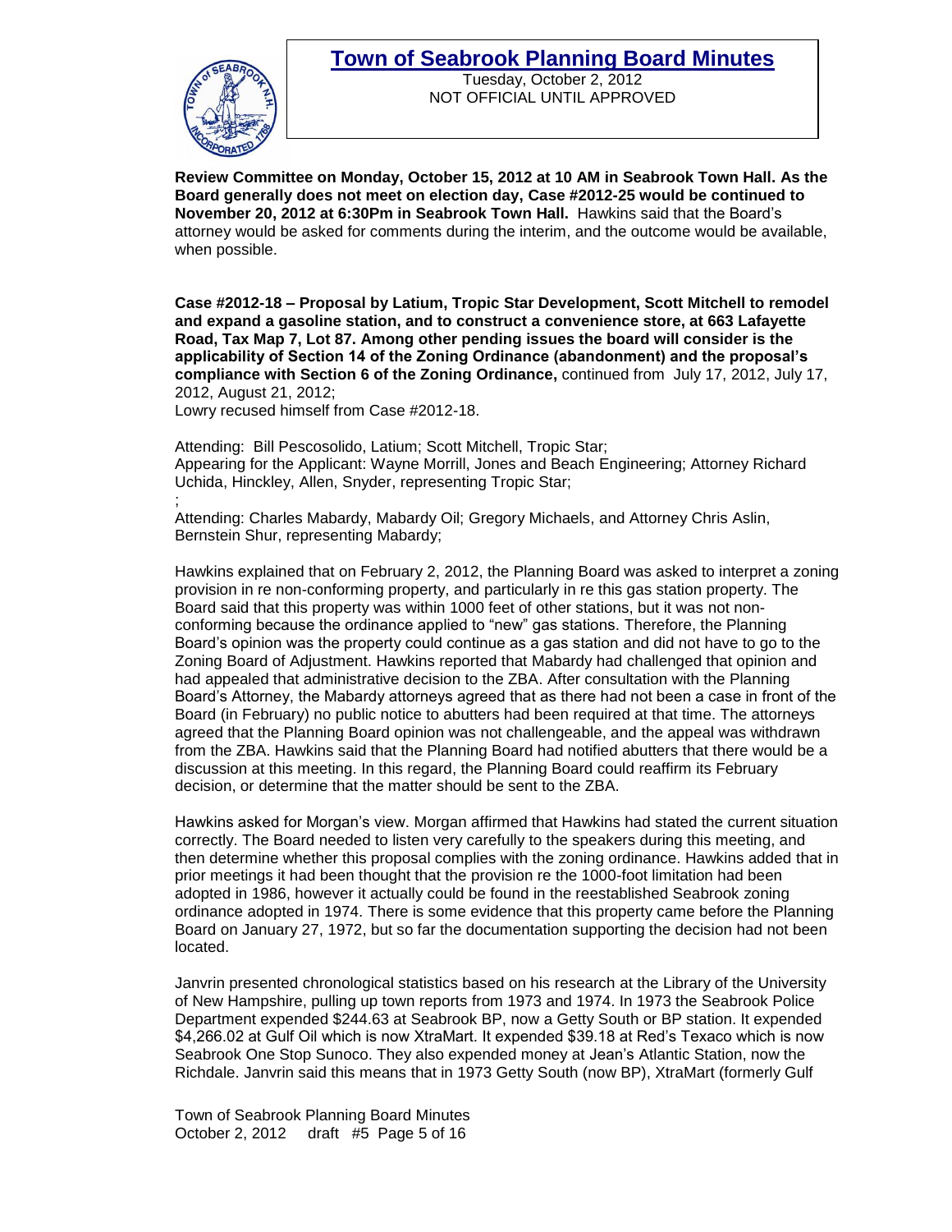**Review Committee on Monday, October 15, 2012 at 10 AM in Seabrook Town Hall. As the Board generally does not meet on election day, Case #2012-25 would be continued to November 20, 2012 at 6:30Pm in Seabrook Town Hall.** Hawkins said that the Board's attorney would be asked for comments during the interim, and the outcome would be available, when possible.

**Case #2012-18 – Proposal by Latium, Tropic Star Development, Scott Mitchell to remodel and expand a gasoline station, and to construct a convenience store, at 663 Lafayette Road, Tax Map 7, Lot 87. Among other pending issues the board will consider is the applicability of Section 14 of the Zoning Ordinance (abandonment) and the proposal's compliance with Section 6 of the Zoning Ordinance,** continued from July 17, 2012, July 17, 2012, August 21, 2012;

Lowry recused himself from Case #2012-18.

Attending: Bill Pescosolido, Latium; Scott Mitchell, Tropic Star;
Appearing for the Applicant: Wayne Morrill, Jones and Beach Engineering; Attorney Richard Uchida, Hinckley, Allen, Snyder, representing Tropic Star;
;
Attending: Charles Mabardy, Mabardy Oil; Gregory Michaels, and Attorney Chris Aslin, Bernstein Shur, representing Mabardy;

Hawkins explained that on February 2, 2012, the Planning Board was asked to interpret a zoning provision in re non-conforming property, and particularly in re this gas station property. The Board said that this property was within 1000 feet of other stations, but it was not non-conforming because the ordinance applied to "new" gas stations. Therefore, the Planning Board's opinion was the property could continue as a gas station and did not have to go to the Zoning Board of Adjustment. Hawkins reported that Mabardy had challenged that opinion and had appealed that administrative decision to the ZBA. After consultation with the Planning Board's Attorney, the Mabardy attorneys agreed that as there had not been a case in front of the Board (in February) no public notice to abutters had been required at that time. The attorneys agreed that the Planning Board opinion was not challengeable, and the appeal was withdrawn from the ZBA. Hawkins said that the Planning Board had notified abutters that there would be a discussion at this meeting. In this regard, the Planning Board could reaffirm its February decision, or determine that the matter should be sent to the ZBA.

Hawkins asked for Morgan's view. Morgan affirmed that Hawkins had stated the current situation correctly. The Board needed to listen very carefully to the speakers during this meeting, and then determine whether this proposal complies with the zoning ordinance. Hawkins added that in prior meetings it had been thought that the provision re the 1000-foot limitation had been adopted in 1986, however it actually could be found in the reestablished Seabrook zoning ordinance adopted in 1974. There is some evidence that this property came before the Planning Board on January 27, 1972, but so far the documentation supporting the decision had not been located.

Janvrin presented chronological statistics based on his research at the Library of the University of New Hampshire, pulling up town reports from 1973 and 1974. In 1973 the Seabrook Police Department expended $244.63 at Seabrook BP, now a Getty South or BP station. It expended $4,266.02 at Gulf Oil which is now XtraMart. It expended $39.18 at Red's Texaco which is now Seabrook One Stop Sunoco. They also expended money at Jean's Atlantic Station, now the Richdale. Janvrin said this means that in 1973 Getty South (now BP), XtraMart (formerly Gulf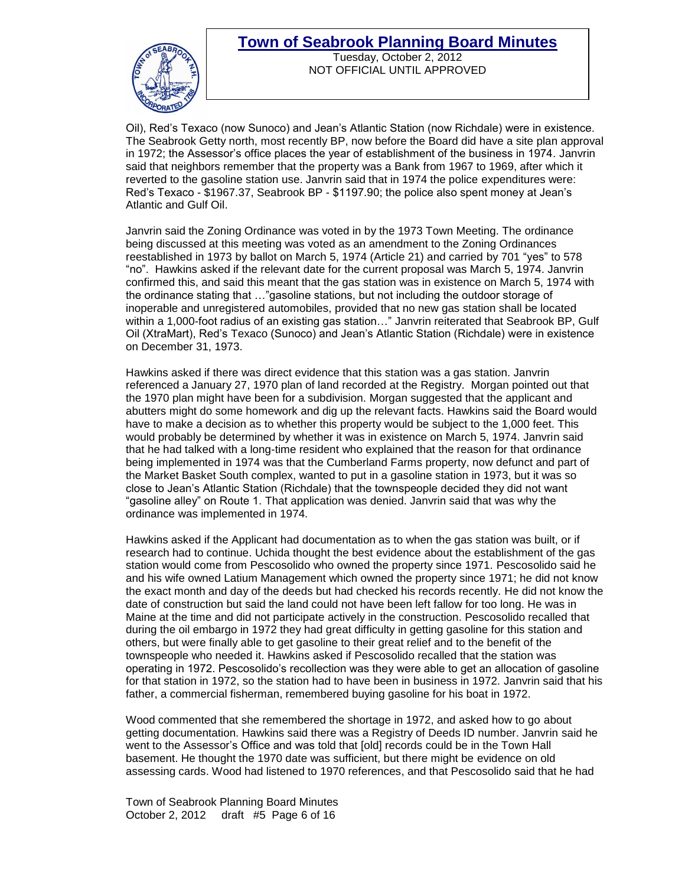Oil), Red's Texaco (now Sunoco) and Jean's Atlantic Station (now Richdale) were in existence. The Seabrook Getty north, most recently BP, now before the Board did have a site plan approval in 1972; the Assessor's office places the year of establishment of the business in 1974. Janvrin said that neighbors remember that the property was a Bank from 1967 to 1969, after which it reverted to the gasoline station use. Janvrin said that in 1974 the police expenditures were: Red's Texaco - $1967.37, Seabrook BP - $1197.90; the police also spent money at Jean's Atlantic and Gulf Oil.

Janvrin said the Zoning Ordinance was voted in by the 1973 Town Meeting. The ordinance being discussed at this meeting was voted as an amendment to the Zoning Ordinances reestablished in 1973 by ballot on March 5, 1974 (Article 21) and carried by 701 "yes" to 578 "no". Hawkins asked if the relevant date for the current proposal was March 5, 1974. Janvrin confirmed this, and said this meant that the gas station was in existence on March 5, 1974 with the ordinance stating that …"gasoline stations, but not including the outdoor storage of inoperable and unregistered automobiles, provided that no new gas station shall be located within a 1,000-foot radius of an existing gas station…" Janvrin reiterated that Seabrook BP, Gulf Oil (XtraMart), Red's Texaco (Sunoco) and Jean's Atlantic Station (Richdale) were in existence on December 31, 1973.

Hawkins asked if there was direct evidence that this station was a gas station. Janvrin referenced a January 27, 1970 plan of land recorded at the Registry. Morgan pointed out that the 1970 plan might have been for a subdivision. Morgan suggested that the applicant and abutters might do some homework and dig up the relevant facts. Hawkins said the Board would have to make a decision as to whether this property would be subject to the 1,000 feet. This would probably be determined by whether it was in existence on March 5, 1974. Janvrin said that he had talked with a long-time resident who explained that the reason for that ordinance being implemented in 1974 was that the Cumberland Farms property, now defunct and part of the Market Basket South complex, wanted to put in a gasoline station in 1973, but it was so close to Jean's Atlantic Station (Richdale) that the townspeople decided they did not want "gasoline alley" on Route 1. That application was denied. Janvrin said that was why the ordinance was implemented in 1974.

Hawkins asked if the Applicant had documentation as to when the gas station was built, or if research had to continue. Uchida thought the best evidence about the establishment of the gas station would come from Pescosolido who owned the property since 1971. Pescosolido said he and his wife owned Latium Management which owned the property since 1971; he did not know the exact month and day of the deeds but had checked his records recently. He did not know the date of construction but said the land could not have been left fallow for too long. He was in Maine at the time and did not participate actively in the construction. Pescosolido recalled that during the oil embargo in 1972 they had great difficulty in getting gasoline for this station and others, but were finally able to get gasoline to their great relief and to the benefit of the townspeople who needed it. Hawkins asked if Pescosolido recalled that the station was operating in 1972. Pescosolido's recollection was they were able to get an allocation of gasoline for that station in 1972, so the station had to have been in business in 1972. Janvrin said that his father, a commercial fisherman, remembered buying gasoline for his boat in 1972.

Wood commented that she remembered the shortage in 1972, and asked how to go about getting documentation. Hawkins said there was a Registry of Deeds ID number. Janvrin said he went to the Assessor's Office and was told that [old] records could be in the Town Hall basement. He thought the 1970 date was sufficient, but there might be evidence on old assessing cards. Wood had listened to 1970 references, and that Pescosolido said that he had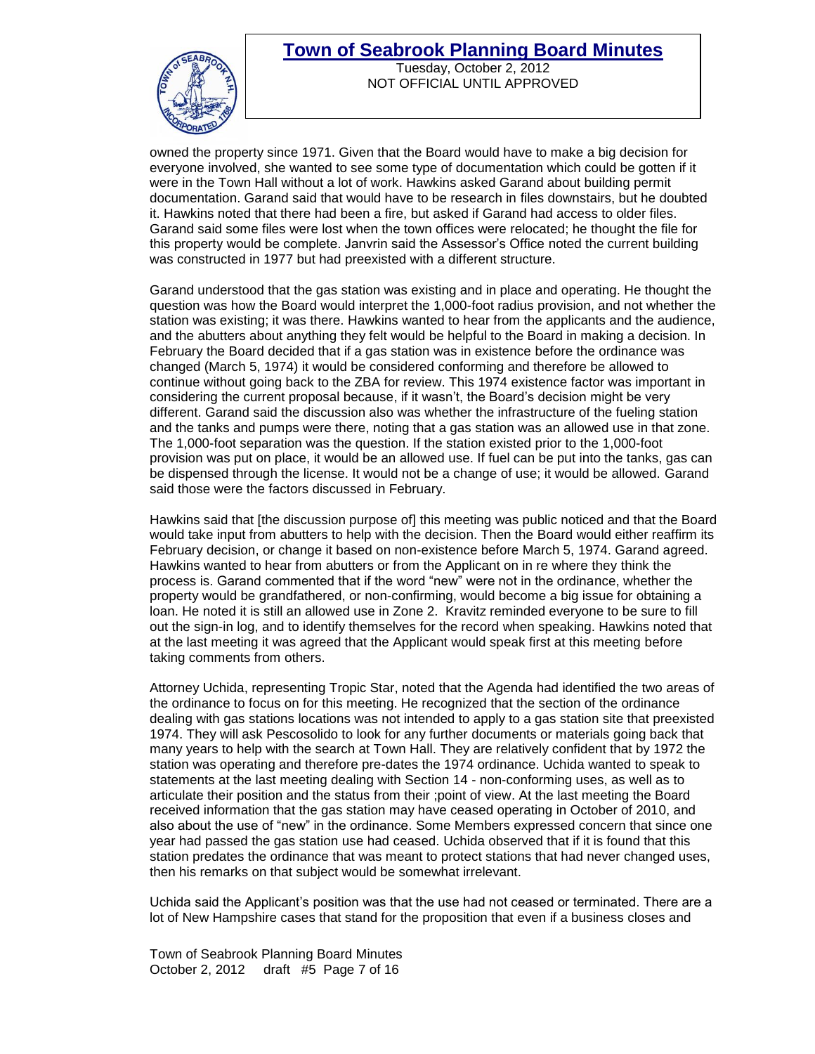owned the property since 1971. Given that the Board would have to make a big decision for everyone involved, she wanted to see some type of documentation which could be gotten if it were in the Town Hall without a lot of work. Hawkins asked Garand about building permit documentation. Garand said that would have to be research in files downstairs, but he doubted it. Hawkins noted that there had been a fire, but asked if Garand had access to older files. Garand said some files were lost when the town offices were relocated; he thought the file for this property would be complete. Janvrin said the Assessor's Office noted the current building was constructed in 1977 but had preexisted with a different structure.

Garand understood that the gas station was existing and in place and operating. He thought the question was how the Board would interpret the 1,000-foot radius provision, and not whether the station was existing; it was there. Hawkins wanted to hear from the applicants and the audience, and the abutters about anything they felt would be helpful to the Board in making a decision. In February the Board decided that if a gas station was in existence before the ordinance was changed (March 5, 1974) it would be considered conforming and therefore be allowed to continue without going back to the ZBA for review. This 1974 existence factor was important in considering the current proposal because, if it wasn't, the Board's decision might be very different. Garand said the discussion also was whether the infrastructure of the fueling station and the tanks and pumps were there, noting that a gas station was an allowed use in that zone. The 1,000-foot separation was the question. If the station existed prior to the 1,000-foot provision was put on place, it would be an allowed use. If fuel can be put into the tanks, gas can be dispensed through the license. It would not be a change of use; it would be allowed. Garand said those were the factors discussed in February.

Hawkins said that [the discussion purpose of] this meeting was public noticed and that the Board would take input from abutters to help with the decision. Then the Board would either reaffirm its February decision, or change it based on non-existence before March 5, 1974. Garand agreed. Hawkins wanted to hear from abutters or from the Applicant on in re where they think the process is. Garand commented that if the word "new" were not in the ordinance, whether the property would be grandfathered, or non-confirming, would become a big issue for obtaining a loan. He noted it is still an allowed use in Zone 2. Kravitz reminded everyone to be sure to fill out the sign-in log, and to identify themselves for the record when speaking. Hawkins noted that at the last meeting it was agreed that the Applicant would speak first at this meeting before taking comments from others.

Attorney Uchida, representing Tropic Star, noted that the Agenda had identified the two areas of the ordinance to focus on for this meeting. He recognized that the section of the ordinance dealing with gas stations locations was not intended to apply to a gas station site that preexisted 1974. They will ask Pescosolido to look for any further documents or materials going back that many years to help with the search at Town Hall. They are relatively confident that by 1972 the station was operating and therefore pre-dates the 1974 ordinance. Uchida wanted to speak to statements at the last meeting dealing with Section 14 - non-conforming uses, as well as to articulate their position and the status from their ;point of view. At the last meeting the Board received information that the gas station may have ceased operating in October of 2010, and also about the use of "new" in the ordinance. Some Members expressed concern that since one year had passed the gas station use had ceased. Uchida observed that if it is found that this station predates the ordinance that was meant to protect stations that had never changed uses, then his remarks on that subject would be somewhat irrelevant.

Uchida said the Applicant's position was that the use had not ceased or terminated. There are a lot of New Hampshire cases that stand for the proposition that even if a business closes and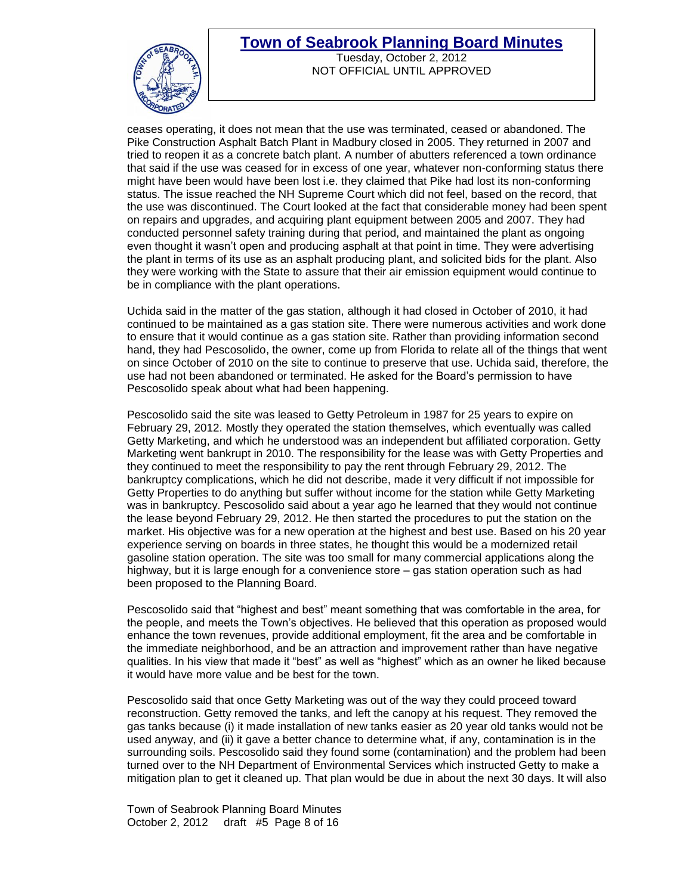ceases operating, it does not mean that the use was terminated, ceased or abandoned. The Pike Construction Asphalt Batch Plant in Madbury closed in 2005. They returned in 2007 and tried to reopen it as a concrete batch plant. A number of abutters referenced a town ordinance that said if the use was ceased for in excess of one year, whatever non-conforming status there might have been would have been lost i.e. they claimed that Pike had lost its non-conforming status. The issue reached the NH Supreme Court which did not feel, based on the record, that the use was discontinued. The Court looked at the fact that considerable money had been spent on repairs and upgrades, and acquiring plant equipment between 2005 and 2007. They had conducted personnel safety training during that period, and maintained the plant as ongoing even thought it wasn't open and producing asphalt at that point in time. They were advertising the plant in terms of its use as an asphalt producing plant, and solicited bids for the plant. Also they were working with the State to assure that their air emission equipment would continue to be in compliance with the plant operations.

Uchida said in the matter of the gas station, although it had closed in October of 2010, it had continued to be maintained as a gas station site. There were numerous activities and work done to ensure that it would continue as a gas station site. Rather than providing information second hand, they had Pescosolido, the owner, come up from Florida to relate all of the things that went on since October of 2010 on the site to continue to preserve that use. Uchida said, therefore, the use had not been abandoned or terminated. He asked for the Board's permission to have Pescosolido speak about what had been happening.

Pescosolido said the site was leased to Getty Petroleum in 1987 for 25 years to expire on February 29, 2012. Mostly they operated the station themselves, which eventually was called Getty Marketing, and which he understood was an independent but affiliated corporation. Getty Marketing went bankrupt in 2010. The responsibility for the lease was with Getty Properties and they continued to meet the responsibility to pay the rent through February 29, 2012. The bankruptcy complications, which he did not describe, made it very difficult if not impossible for Getty Properties to do anything but suffer without income for the station while Getty Marketing was in bankruptcy. Pescosolido said about a year ago he learned that they would not continue the lease beyond February 29, 2012. He then started the procedures to put the station on the market. His objective was for a new operation at the highest and best use. Based on his 20 year experience serving on boards in three states, he thought this would be a modernized retail gasoline station operation. The site was too small for many commercial applications along the highway, but it is large enough for a convenience store – gas station operation such as had been proposed to the Planning Board.

Pescosolido said that "highest and best" meant something that was comfortable in the area, for the people, and meets the Town's objectives. He believed that this operation as proposed would enhance the town revenues, provide additional employment, fit the area and be comfortable in the immediate neighborhood, and be an attraction and improvement rather than have negative qualities. In his view that made it "best" as well as "highest" which as an owner he liked because it would have more value and be best for the town.

Pescosolido said that once Getty Marketing was out of the way they could proceed toward reconstruction. Getty removed the tanks, and left the canopy at his request. They removed the gas tanks because (i) it made installation of new tanks easier as 20 year old tanks would not be used anyway, and (ii) it gave a better chance to determine what, if any, contamination is in the surrounding soils. Pescosolido said they found some (contamination) and the problem had been turned over to the NH Department of Environmental Services which instructed Getty to make a mitigation plan to get it cleaned up. That plan would be due in about the next 30 days. It will also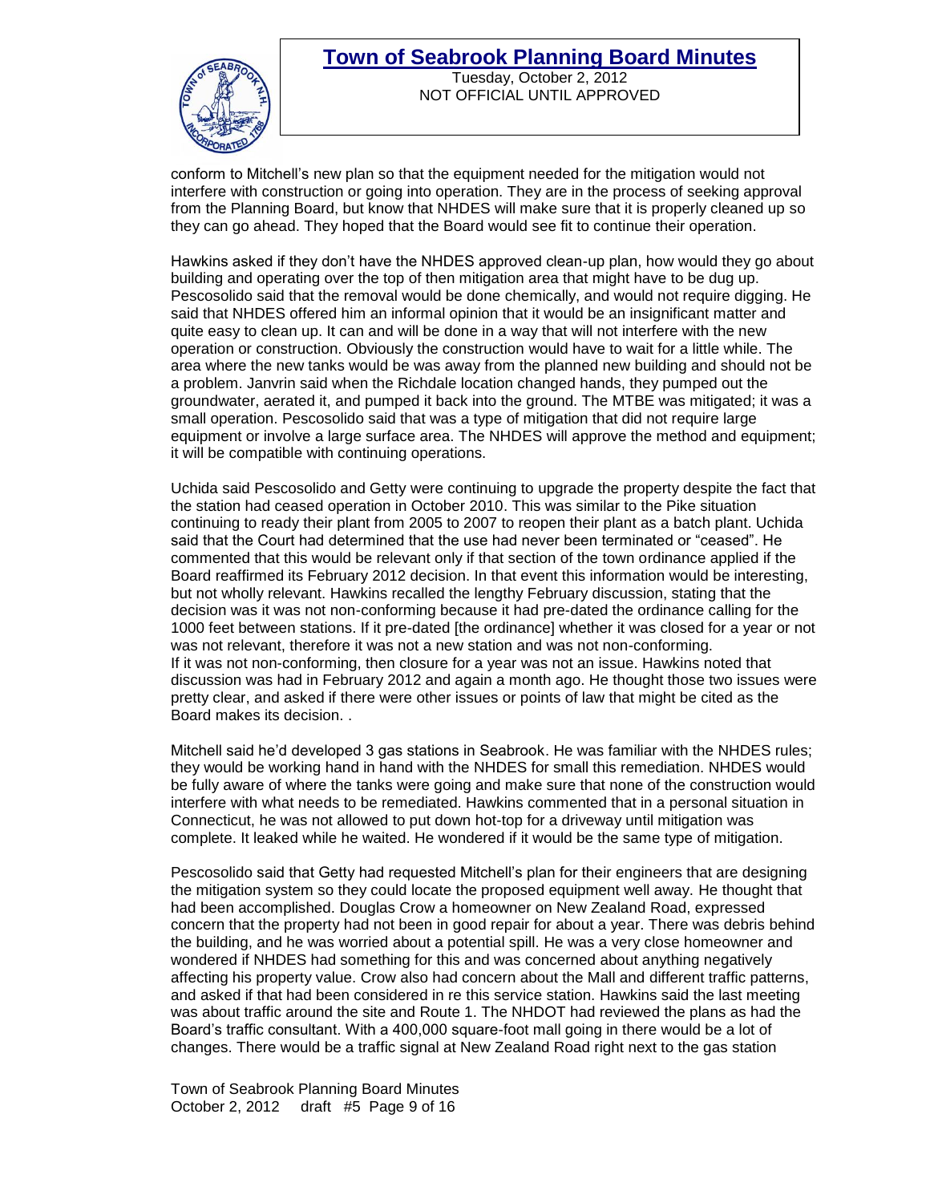conform to Mitchell's new plan so that the equipment needed for the mitigation would not interfere with construction or going into operation. They are in the process of seeking approval from the Planning Board, but know that NHDES will make sure that it is properly cleaned up so they can go ahead. They hoped that the Board would see fit to continue their operation.

Hawkins asked if they don't have the NHDES approved clean-up plan, how would they go about building and operating over the top of then mitigation area that might have to be dug up. Pescosolido said that the removal would be done chemically, and would not require digging. He said that NHDES offered him an informal opinion that it would be an insignificant matter and quite easy to clean up. It can and will be done in a way that will not interfere with the new operation or construction. Obviously the construction would have to wait for a little while. The area where the new tanks would be was away from the planned new building and should not be a problem. Janvrin said when the Richdale location changed hands, they pumped out the groundwater, aerated it, and pumped it back into the ground. The MTBE was mitigated; it was a small operation. Pescosolido said that was a type of mitigation that did not require large equipment or involve a large surface area. The NHDES will approve the method and equipment; it will be compatible with continuing operations.

Uchida said Pescosolido and Getty were continuing to upgrade the property despite the fact that the station had ceased operation in October 2010. This was similar to the Pike situation continuing to ready their plant from 2005 to 2007 to reopen their plant as a batch plant. Uchida said that the Court had determined that the use had never been terminated or "ceased". He commented that this would be relevant only if that section of the town ordinance applied if the Board reaffirmed its February 2012 decision. In that event this information would be interesting, but not wholly relevant. Hawkins recalled the lengthy February discussion, stating that the decision was it was not non-conforming because it had pre-dated the ordinance calling for the 1000 feet between stations. If it pre-dated [the ordinance] whether it was closed for a year or not was not relevant, therefore it was not a new station and was not non-conforming.
If it was not non-conforming, then closure for a year was not an issue. Hawkins noted that discussion was had in February 2012 and again a month ago. He thought those two issues were pretty clear, and asked if there were other issues or points of law that might be cited as the Board makes its decision. .

Mitchell said he'd developed 3 gas stations in Seabrook. He was familiar with the NHDES rules; they would be working hand in hand with the NHDES for small this remediation. NHDES would be fully aware of where the tanks were going and make sure that none of the construction would interfere with what needs to be remediated. Hawkins commented that in a personal situation in Connecticut, he was not allowed to put down hot-top for a driveway until mitigation was complete. It leaked while he waited. He wondered if it would be the same type of mitigation.

Pescosolido said that Getty had requested Mitchell's plan for their engineers that are designing the mitigation system so they could locate the proposed equipment well away. He thought that had been accomplished. Douglas Crow a homeowner on New Zealand Road, expressed concern that the property had not been in good repair for about a year. There was debris behind the building, and he was worried about a potential spill. He was a very close homeowner and wondered if NHDES had something for this and was concerned about anything negatively affecting his property value. Crow also had concern about the Mall and different traffic patterns, and asked if that had been considered in re this service station. Hawkins said the last meeting was about traffic around the site and Route 1. The NHDOT had reviewed the plans as had the Board's traffic consultant. With a 400,000 square-foot mall going in there would be a lot of changes. There would be a traffic signal at New Zealand Road right next to the gas station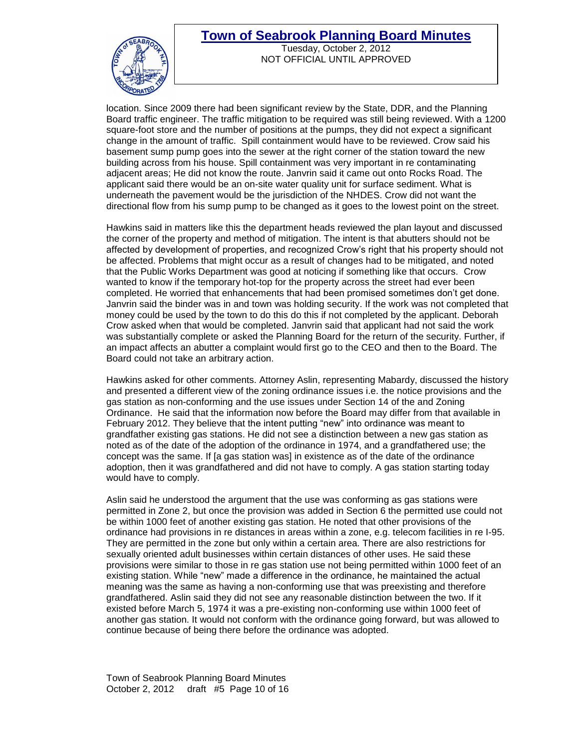location. Since 2009 there had been significant review by the State, DDR, and the Planning Board traffic engineer. The traffic mitigation to be required was still being reviewed. With a 1200 square-foot store and the number of positions at the pumps, they did not expect a significant change in the amount of traffic. Spill containment would have to be reviewed. Crow said his basement sump pump goes into the sewer at the right corner of the station toward the new building across from his house. Spill containment was very important in re contaminating adjacent areas; He did not know the route. Janvrin said it came out onto Rocks Road. The applicant said there would be an on-site water quality unit for surface sediment. What is underneath the pavement would be the jurisdiction of the NHDES. Crow did not want the directional flow from his sump pump to be changed as it goes to the lowest point on the street.

Hawkins said in matters like this the department heads reviewed the plan layout and discussed the corner of the property and method of mitigation. The intent is that abutters should not be affected by development of properties, and recognized Crow's right that his property should not be affected. Problems that might occur as a result of changes had to be mitigated, and noted that the Public Works Department was good at noticing if something like that occurs. Crow wanted to know if the temporary hot-top for the property across the street had ever been completed. He worried that enhancements that had been promised sometimes don't get done. Janvrin said the binder was in and town was holding security. If the work was not completed that money could be used by the town to do this do this if not completed by the applicant. Deborah Crow asked when that would be completed. Janvrin said that applicant had not said the work was substantially complete or asked the Planning Board for the return of the security. Further, if an impact affects an abutter a complaint would first go to the CEO and then to the Board. The Board could not take an arbitrary action.

Hawkins asked for other comments. Attorney Aslin, representing Mabardy, discussed the history and presented a different view of the zoning ordinance issues i.e. the notice provisions and the gas station as non-conforming and the use issues under Section 14 of the and Zoning Ordinance. He said that the information now before the Board may differ from that available in February 2012. They believe that the intent putting "new" into ordinance was meant to grandfather existing gas stations. He did not see a distinction between a new gas station as noted as of the date of the adoption of the ordinance in 1974, and a grandfathered use; the concept was the same. If [a gas station was] in existence as of the date of the ordinance adoption, then it was grandfathered and did not have to comply. A gas station starting today would have to comply.

Aslin said he understood the argument that the use was conforming as gas stations were permitted in Zone 2, but once the provision was added in Section 6 the permitted use could not be within 1000 feet of another existing gas station. He noted that other provisions of the ordinance had provisions in re distances in areas within a zone, e.g. telecom facilities in re I-95. They are permitted in the zone but only within a certain area. There are also restrictions for sexually oriented adult businesses within certain distances of other uses. He said these provisions were similar to those in re gas station use not being permitted within 1000 feet of an existing station. While "new" made a difference in the ordinance, he maintained the actual meaning was the same as having a non-conforming use that was preexisting and therefore grandfathered. Aslin said they did not see any reasonable distinction between the two. If it existed before March 5, 1974 it was a pre-existing non-conforming use within 1000 feet of another gas station. It would not conform with the ordinance going forward, but was allowed to continue because of being there before the ordinance was adopted.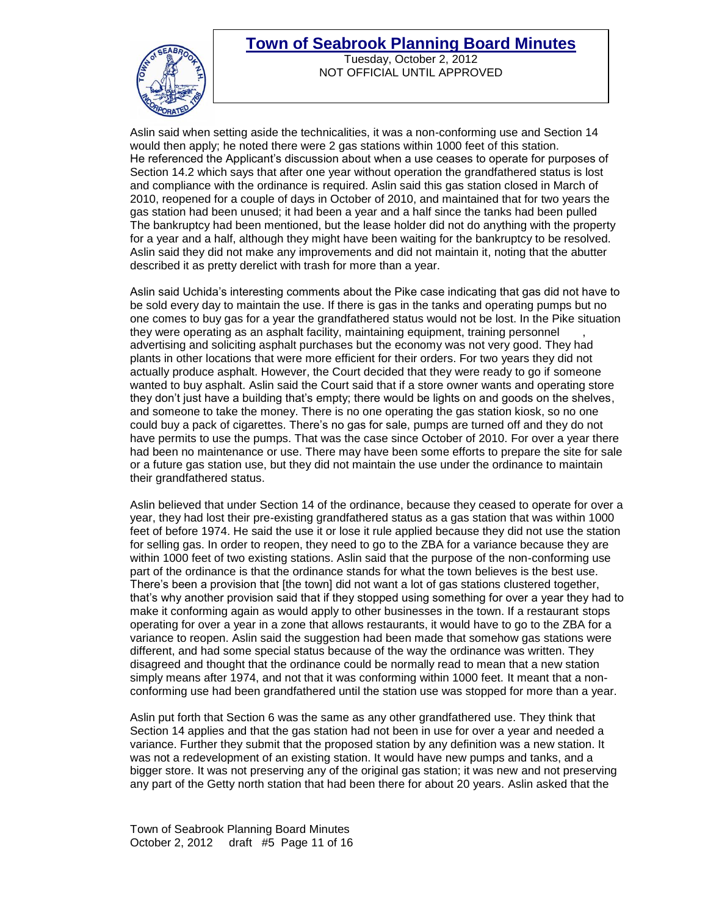Aslin said when setting aside the technicalities, it was a non-conforming use and Section 14 would then apply; he noted there were 2 gas stations within 1000 feet of this station. He referenced the Applicant's discussion about when a use ceases to operate for purposes of Section 14.2 which says that after one year without operation the grandfathered status is lost and compliance with the ordinance is required. Aslin said this gas station closed in March of 2010, reopened for a couple of days in October of 2010, and maintained that for two years the gas station had been unused; it had been a year and a half since the tanks had been pulled The bankruptcy had been mentioned, but the lease holder did not do anything with the property for a year and a half, although they might have been waiting for the bankruptcy to be resolved. Aslin said they did not make any improvements and did not maintain it, noting that the abutter described it as pretty derelict with trash for more than a year.

Aslin said Uchida's interesting comments about the Pike case indicating that gas did not have to be sold every day to maintain the use. If there is gas in the tanks and operating pumps but no one comes to buy gas for a year the grandfathered status would not be lost. In the Pike situation they were operating as an asphalt facility, maintaining equipment, training personnel , advertising and soliciting asphalt purchases but the economy was not very good. They had plants in other locations that were more efficient for their orders. For two years they did not actually produce asphalt. However, the Court decided that they were ready to go if someone wanted to buy asphalt. Aslin said the Court said that if a store owner wants and operating store they don't just have a building that's empty; there would be lights on and goods on the shelves, and someone to take the money. There is no one operating the gas station kiosk, so no one could buy a pack of cigarettes. There's no gas for sale, pumps are turned off and they do not have permits to use the pumps. That was the case since October of 2010. For over a year there had been no maintenance or use. There may have been some efforts to prepare the site for sale or a future gas station use, but they did not maintain the use under the ordinance to maintain their grandfathered status.

Aslin believed that under Section 14 of the ordinance, because they ceased to operate for over a year, they had lost their pre-existing grandfathered status as a gas station that was within 1000 feet of before 1974. He said the use it or lose it rule applied because they did not use the station for selling gas. In order to reopen, they need to go to the ZBA for a variance because they are within 1000 feet of two existing stations. Aslin said that the purpose of the non-conforming use part of the ordinance is that the ordinance stands for what the town believes is the best use. There's been a provision that [the town] did not want a lot of gas stations clustered together, that's why another provision said that if they stopped using something for over a year they had to make it conforming again as would apply to other businesses in the town. If a restaurant stops operating for over a year in a zone that allows restaurants, it would have to go to the ZBA for a variance to reopen. Aslin said the suggestion had been made that somehow gas stations were different, and had some special status because of the way the ordinance was written. They disagreed and thought that the ordinance could be normally read to mean that a new station simply means after 1974, and not that it was conforming within 1000 feet. It meant that a non-conforming use had been grandfathered until the station use was stopped for more than a year.

Aslin put forth that Section 6 was the same as any other grandfathered use. They think that Section 14 applies and that the gas station had not been in use for over a year and needed a variance. Further they submit that the proposed station by any definition was a new station. It was not a redevelopment of an existing station. It would have new pumps and tanks, and a bigger store. It was not preserving any of the original gas station; it was new and not preserving any part of the Getty north station that had been there for about 20 years. Aslin asked that the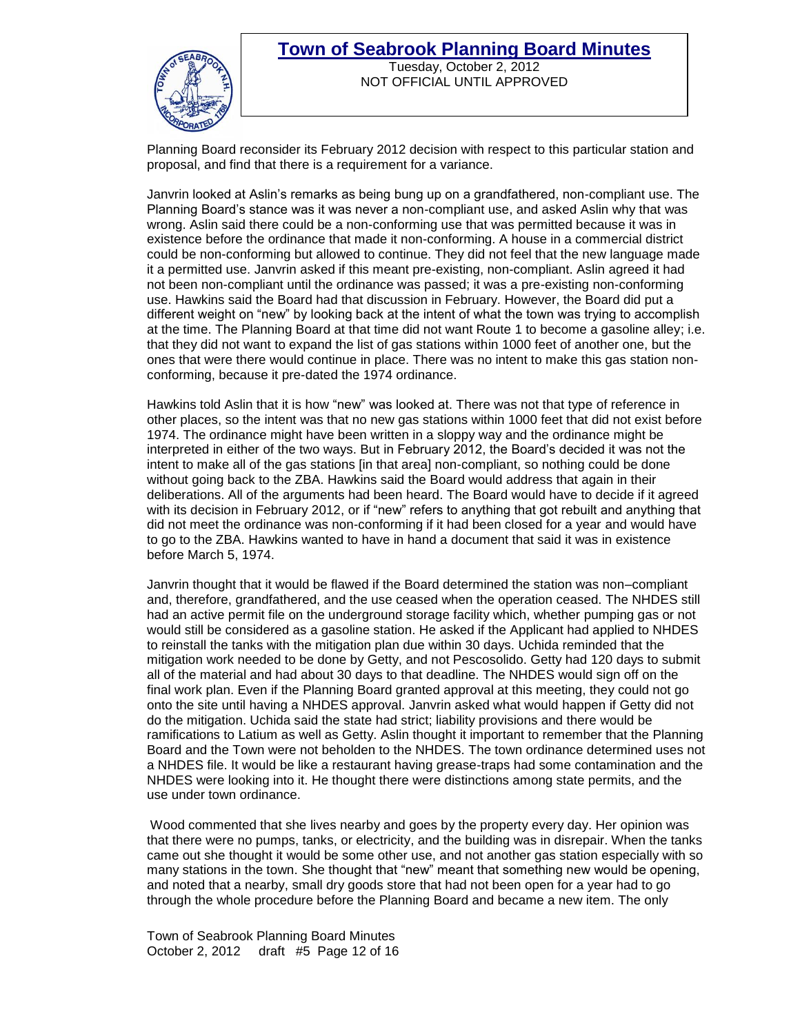Planning Board reconsider its February 2012 decision with respect to this particular station and proposal, and find that there is a requirement for a variance.

Janvrin looked at Aslin's remarks as being bung up on a grandfathered, non-compliant use. The Planning Board's stance was it was never a non-compliant use, and asked Aslin why that was wrong. Aslin said there could be a non-conforming use that was permitted because it was in existence before the ordinance that made it non-conforming. A house in a commercial district could be non-conforming but allowed to continue. They did not feel that the new language made it a permitted use. Janvrin asked if this meant pre-existing, non-compliant. Aslin agreed it had not been non-compliant until the ordinance was passed; it was a pre-existing non-conforming use. Hawkins said the Board had that discussion in February. However, the Board did put a different weight on "new" by looking back at the intent of what the town was trying to accomplish at the time. The Planning Board at that time did not want Route 1 to become a gasoline alley; i.e. that they did not want to expand the list of gas stations within 1000 feet of another one, but the ones that were there would continue in place. There was no intent to make this gas station non-conforming, because it pre-dated the 1974 ordinance.

Hawkins told Aslin that it is how "new" was looked at. There was not that type of reference in other places, so the intent was that no new gas stations within 1000 feet that did not exist before 1974. The ordinance might have been written in a sloppy way and the ordinance might be interpreted in either of the two ways. But in February 2012, the Board's decided it was not the intent to make all of the gas stations [in that area] non-compliant, so nothing could be done without going back to the ZBA. Hawkins said the Board would address that again in their deliberations. All of the arguments had been heard. The Board would have to decide if it agreed with its decision in February 2012, or if "new" refers to anything that got rebuilt and anything that did not meet the ordinance was non-conforming if it had been closed for a year and would have to go to the ZBA. Hawkins wanted to have in hand a document that said it was in existence before March 5, 1974.

Janvrin thought that it would be flawed if the Board determined the station was non–compliant and, therefore, grandfathered, and the use ceased when the operation ceased. The NHDES still had an active permit file on the underground storage facility which, whether pumping gas or not would still be considered as a gasoline station. He asked if the Applicant had applied to NHDES to reinstall the tanks with the mitigation plan due within 30 days. Uchida reminded that the mitigation work needed to be done by Getty, and not Pescosolido. Getty had 120 days to submit all of the material and had about 30 days to that deadline. The NHDES would sign off on the final work plan. Even if the Planning Board granted approval at this meeting, they could not go onto the site until having a NHDES approval. Janvrin asked what would happen if Getty did not do the mitigation. Uchida said the state had strict; liability provisions and there would be ramifications to Latium as well as Getty. Aslin thought it important to remember that the Planning Board and the Town were not beholden to the NHDES. The town ordinance determined uses not a NHDES file. It would be like a restaurant having grease-traps had some contamination and the NHDES were looking into it. He thought there were distinctions among state permits, and the use under town ordinance.

Wood commented that she lives nearby and goes by the property every day. Her opinion was that there were no pumps, tanks, or electricity, and the building was in disrepair. When the tanks came out she thought it would be some other use, and not another gas station especially with so many stations in the town. She thought that "new" meant that something new would be opening, and noted that a nearby, small dry goods store that had not been open for a year had to go through the whole procedure before the Planning Board and became a new item. The only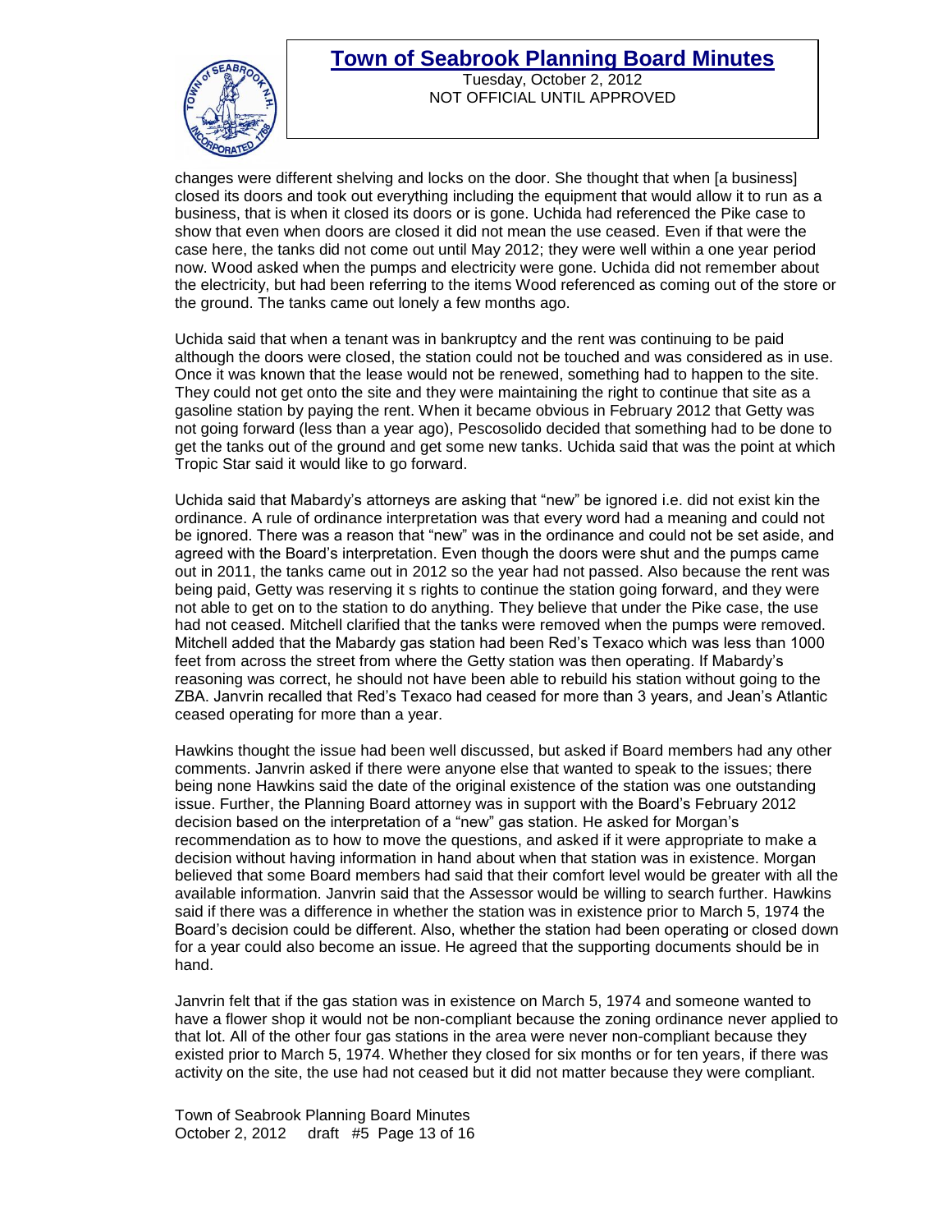changes were different shelving and locks on the door. She thought that when [a business] closed its doors and took out everything including the equipment that would allow it to run as a business, that is when it closed its doors or is gone. Uchida had referenced the Pike case to show that even when doors are closed it did not mean the use ceased. Even if that were the case here, the tanks did not come out until May 2012; they were well within a one year period now. Wood asked when the pumps and electricity were gone. Uchida did not remember about the electricity, but had been referring to the items Wood referenced as coming out of the store or the ground. The tanks came out lonely a few months ago.

Uchida said that when a tenant was in bankruptcy and the rent was continuing to be paid although the doors were closed, the station could not be touched and was considered as in use. Once it was known that the lease would not be renewed, something had to happen to the site. They could not get onto the site and they were maintaining the right to continue that site as a gasoline station by paying the rent. When it became obvious in February 2012 that Getty was not going forward (less than a year ago), Pescosolido decided that something had to be done to get the tanks out of the ground and get some new tanks. Uchida said that was the point at which Tropic Star said it would like to go forward.

Uchida said that Mabardy's attorneys are asking that "new" be ignored i.e. did not exist kin the ordinance. A rule of ordinance interpretation was that every word had a meaning and could not be ignored. There was a reason that "new" was in the ordinance and could not be set aside, and agreed with the Board's interpretation. Even though the doors were shut and the pumps came out in 2011, the tanks came out in 2012 so the year had not passed. Also because the rent was being paid, Getty was reserving it s rights to continue the station going forward, and they were not able to get on to the station to do anything. They believe that under the Pike case, the use had not ceased. Mitchell clarified that the tanks were removed when the pumps were removed. Mitchell added that the Mabardy gas station had been Red's Texaco which was less than 1000 feet from across the street from where the Getty station was then operating. If Mabardy's reasoning was correct, he should not have been able to rebuild his station without going to the ZBA. Janvrin recalled that Red's Texaco had ceased for more than 3 years, and Jean's Atlantic ceased operating for more than a year.

Hawkins thought the issue had been well discussed, but asked if Board members had any other comments. Janvrin asked if there were anyone else that wanted to speak to the issues; there being none Hawkins said the date of the original existence of the station was one outstanding issue. Further, the Planning Board attorney was in support with the Board's February 2012 decision based on the interpretation of a "new" gas station. He asked for Morgan's recommendation as to how to move the questions, and asked if it were appropriate to make a decision without having information in hand about when that station was in existence. Morgan believed that some Board members had said that their comfort level would be greater with all the available information. Janvrin said that the Assessor would be willing to search further. Hawkins said if there was a difference in whether the station was in existence prior to March 5, 1974 the Board's decision could be different. Also, whether the station had been operating or closed down for a year could also become an issue. He agreed that the supporting documents should be in hand.

Janvrin felt that if the gas station was in existence on March 5, 1974 and someone wanted to have a flower shop it would not be non-compliant because the zoning ordinance never applied to that lot. All of the other four gas stations in the area were never non-compliant because they existed prior to March 5, 1974. Whether they closed for six months or for ten years, if there was activity on the site, the use had not ceased but it did not matter because they were compliant.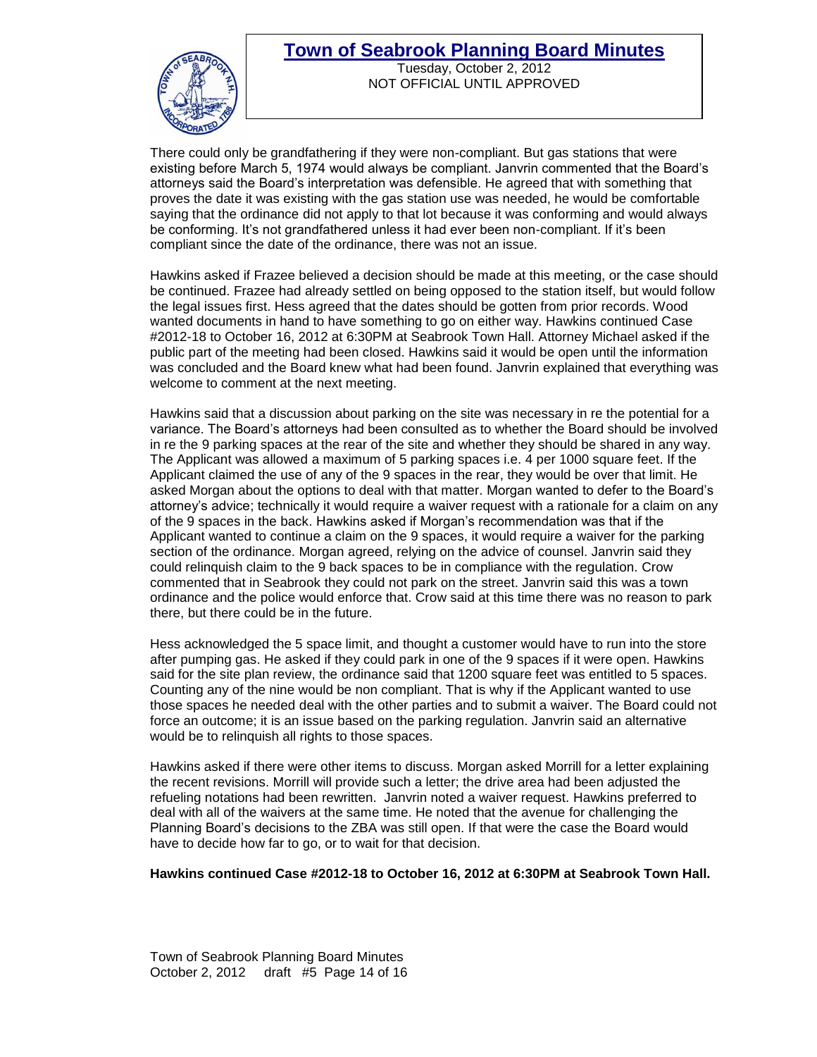There could only be grandfathering if they were non-compliant. But gas stations that were existing before March 5, 1974 would always be compliant. Janvrin commented that the Board's attorneys said the Board's interpretation was defensible. He agreed that with something that proves the date it was existing with the gas station use was needed, he would be comfortable saying that the ordinance did not apply to that lot because it was conforming and would always be conforming. It's not grandfathered unless it had ever been non-compliant. If it's been compliant since the date of the ordinance, there was not an issue.

Hawkins asked if Frazee believed a decision should be made at this meeting, or the case should be continued. Frazee had already settled on being opposed to the station itself, but would follow the legal issues first. Hess agreed that the dates should be gotten from prior records. Wood wanted documents in hand to have something to go on either way. Hawkins continued Case #2012-18 to October 16, 2012 at 6:30PM at Seabrook Town Hall. Attorney Michael asked if the public part of the meeting had been closed. Hawkins said it would be open until the information was concluded and the Board knew what had been found. Janvrin explained that everything was welcome to comment at the next meeting.

Hawkins said that a discussion about parking on the site was necessary in re the potential for a variance. The Board's attorneys had been consulted as to whether the Board should be involved in re the 9 parking spaces at the rear of the site and whether they should be shared in any way. The Applicant was allowed a maximum of 5 parking spaces i.e. 4 per 1000 square feet. If the Applicant claimed the use of any of the 9 spaces in the rear, they would be over that limit. He asked Morgan about the options to deal with that matter. Morgan wanted to defer to the Board's attorney's advice; technically it would require a waiver request with a rationale for a claim on any of the 9 spaces in the back. Hawkins asked if Morgan's recommendation was that if the Applicant wanted to continue a claim on the 9 spaces, it would require a waiver for the parking section of the ordinance. Morgan agreed, relying on the advice of counsel. Janvrin said they could relinquish claim to the 9 back spaces to be in compliance with the regulation. Crow commented that in Seabrook they could not park on the street. Janvrin said this was a town ordinance and the police would enforce that. Crow said at this time there was no reason to park there, but there could be in the future.

Hess acknowledged the 5 space limit, and thought a customer would have to run into the store after pumping gas. He asked if they could park in one of the 9 spaces if it were open. Hawkins said for the site plan review, the ordinance said that 1200 square feet was entitled to 5 spaces. Counting any of the nine would be non compliant. That is why if the Applicant wanted to use those spaces he needed deal with the other parties and to submit a waiver. The Board could not force an outcome; it is an issue based on the parking regulation. Janvrin said an alternative would be to relinquish all rights to those spaces.

Hawkins asked if there were other items to discuss. Morgan asked Morrill for a letter explaining the recent revisions. Morrill will provide such a letter; the drive area had been adjusted the refueling notations had been rewritten. Janvrin noted a waiver request. Hawkins preferred to deal with all of the waivers at the same time. He noted that the avenue for challenging the Planning Board's decisions to the ZBA was still open. If that were the case the Board would have to decide how far to go, or to wait for that decision.

**Hawkins continued Case #2012-18 to October 16, 2012 at 6:30PM at Seabrook Town Hall.**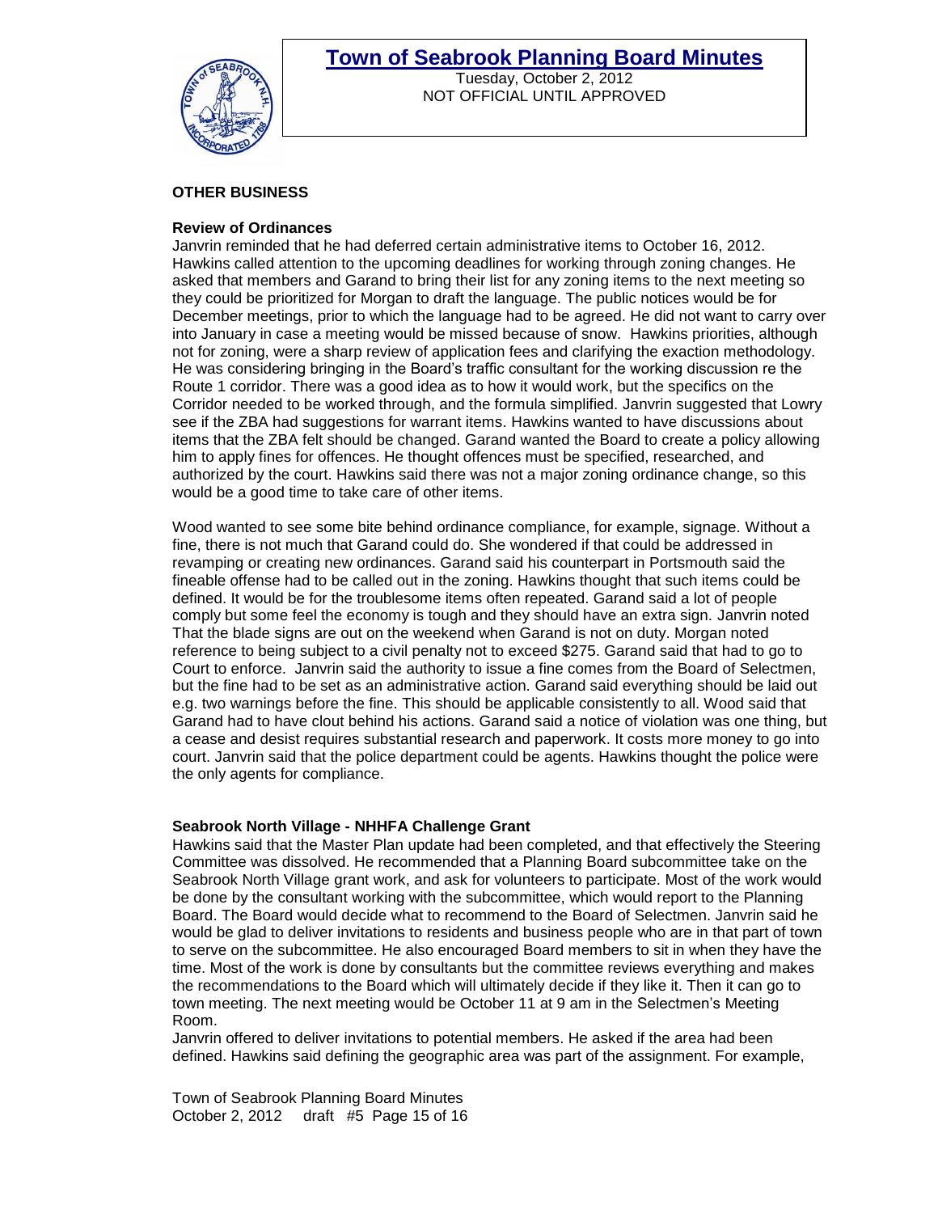## OTHER BUSINESS

### Review of Ordinances

Janvrin reminded that he had deferred certain administrative items to October 16, 2012. Hawkins called attention to the upcoming deadlines for working through zoning changes. He asked that members and Garand to bring their list for any zoning items to the next meeting so they could be prioritized for Morgan to draft the language. The public notices would be for December meetings, prior to which the language had to be agreed. He did not want to carry over into January in case a meeting would be missed because of snow. Hawkins priorities, although not for zoning, were a sharp review of application fees and clarifying the exaction methodology. He was considering bringing in the Board's traffic consultant for the working discussion re the Route 1 corridor. There was a good idea as to how it would work, but the specifics on the Corridor needed to be worked through, and the formula simplified. Janvrin suggested that Lowry see if the ZBA had suggestions for warrant items. Hawkins wanted to have discussions about items that the ZBA felt should be changed. Garand wanted the Board to create a policy allowing him to apply fines for offences. He thought offences must be specified, researched, and authorized by the court. Hawkins said there was not a major zoning ordinance change, so this would be a good time to take care of other items.

Wood wanted to see some bite behind ordinance compliance, for example, signage. Without a fine, there is not much that Garand could do. She wondered if that could be addressed in revamping or creating new ordinances. Garand said his counterpart in Portsmouth said the fineable offense had to be called out in the zoning. Hawkins thought that such items could be defined. It would be for the troublesome items often repeated. Garand said a lot of people comply but some feel the economy is tough and they should have an extra sign. Janvrin noted That the blade signs are out on the weekend when Garand is not on duty. Morgan noted reference to being subject to a civil penalty not to exceed $275. Garand said that had to go to Court to enforce. Janvrin said the authority to issue a fine comes from the Board of Selectmen, but the fine had to be set as an administrative action. Garand said everything should be laid out e.g. two warnings before the fine. This should be applicable consistently to all. Wood said that Garand had to have clout behind his actions. Garand said a notice of violation was one thing, but a cease and desist requires substantial research and paperwork. It costs more money to go into court. Janvrin said that the police department could be agents. Hawkins thought the police were the only agents for compliance.

### Seabrook North Village - NHHFA Challenge Grant

Hawkins said that the Master Plan update had been completed, and that effectively the Steering Committee was dissolved. He recommended that a Planning Board subcommittee take on the Seabrook North Village grant work, and ask for volunteers to participate. Most of the work would be done by the consultant working with the subcommittee, which would report to the Planning Board. The Board would decide what to recommend to the Board of Selectmen. Janvrin said he would be glad to deliver invitations to residents and business people who are in that part of town to serve on the subcommittee. He also encouraged Board members to sit in when they have the time. Most of the work is done by consultants but the committee reviews everything and makes the recommendations to the Board which will ultimately decide if they like it. Then it can go to town meeting. The next meeting would be October 11 at 9 am in the Selectmen's Meeting Room.

Janvrin offered to deliver invitations to potential members. He asked if the area had been defined. Hawkins said defining the geographic area was part of the assignment. For example,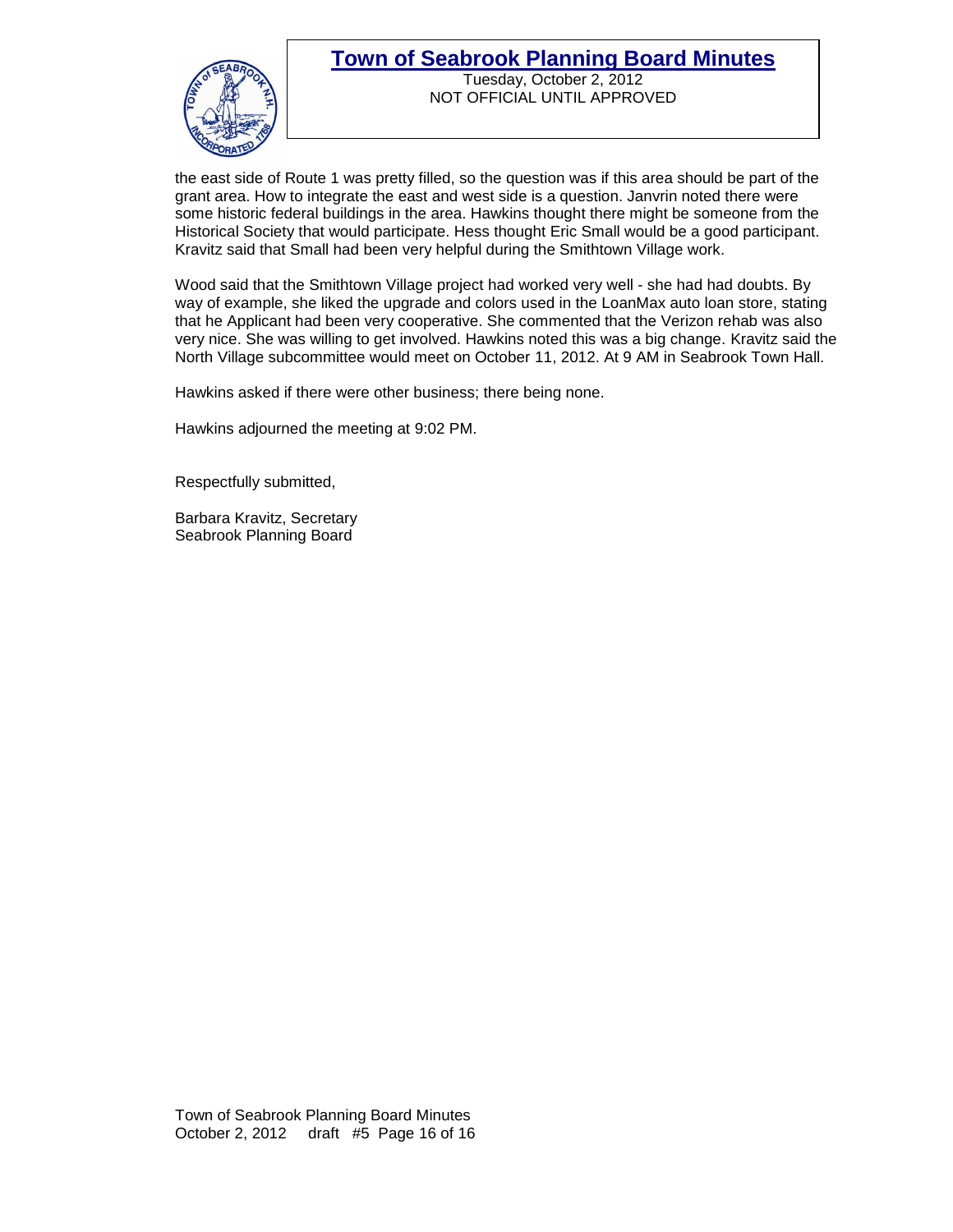the east side of Route 1 was pretty filled, so the question was if this area should be part of the grant area. How to integrate the east and west side is a question. Janvrin noted there were some historic federal buildings in the area. Hawkins thought there might be someone from the Historical Society that would participate. Hess thought Eric Small would be a good participant. Kravitz said that Small had been very helpful during the Smithtown Village work.

Wood said that the Smithtown Village project had worked very well - she had had doubts. By way of example, she liked the upgrade and colors used in the LoanMax auto loan store, stating that he Applicant had been very cooperative. She commented that the Verizon rehab was also very nice. She was willing to get involved. Hawkins noted this was a big change. Kravitz said the North Village subcommittee would meet on October 11, 2012. At 9 AM in Seabrook Town Hall.

Hawkins asked if there were other business; there being none.

Hawkins adjourned the meeting at 9:02 PM.

Respectfully submitted,

Barbara Kravitz, Secretary
Seabrook Planning Board